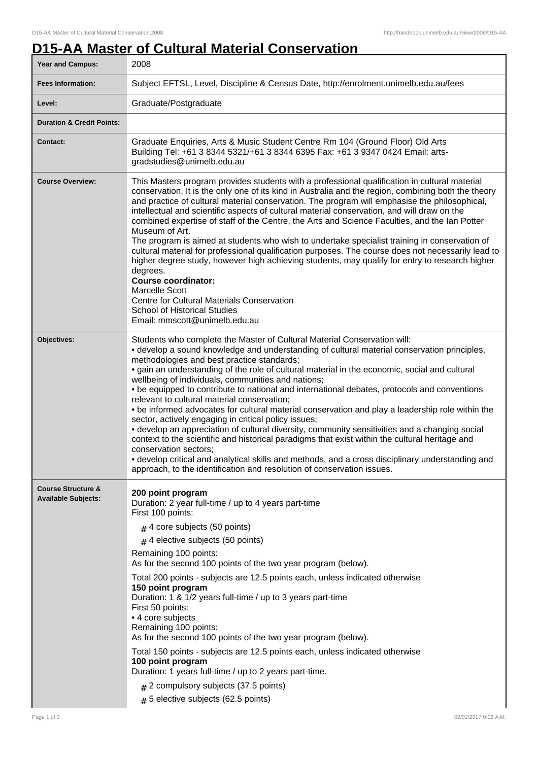# D15-AA Master of Cultural Material Conservation

| | |
|---|---|
| **Year and Campus:** | 2008 |
| **Fees Information:** | Subject EFTSL, Level, Discipline & Census Date, http://enrolment.unimelb.edu.au/fees |
| **Level:** | Graduate/Postgraduate |
| **Duration & Credit Points:** | |
| **Contact:** | Graduate Enquiries, Arts & Music Student Centre Rm 104 (Ground Floor) Old Arts Building Tel: +61 3 8344 5321/+61 3 8344 6395 Fax: +61 3 9347 0424 Email: arts-gradstudies@unimelb.edu.au |

**Course Overview:**

This Masters program provides students with a professional qualification in cultural material conservation. It is the only one of its kind in Australia and the region, combining both the theory and practice of cultural material conservation. The program will emphasise the philosophical, intellectual and scientific aspects of cultural material conservation, and will draw on the combined expertise of staff of the Centre, the Arts and Science Faculties, and the Ian Potter Museum of Art.

The program is aimed at students who wish to undertake specialist training in conservation of cultural material for professional qualification purposes. The course does not necessarily lead to higher degree study, however high achieving students, may qualify for entry to research higher degrees.

**Course coordinator:**
Marcelle Scott
Centre for Cultural Materials Conservation
School of Historical Studies
Email: mmscott@unimelb.edu.au

**Objectives:**

Students who complete the Master of Cultural Material Conservation will:

- develop a sound knowledge and understanding of cultural material conservation principles, methodologies and best practice standards;
- gain an understanding of the role of cultural material in the economic, social and cultural wellbeing of individuals, communities and nations;
- be equipped to contribute to national and international debates, protocols and conventions relevant to cultural material conservation;
- be informed advocates for cultural material conservation and play a leadership role within the sector, actively engaging in critical policy issues;
- develop an appreciation of cultural diversity, community sensitivities and a changing social context to the scientific and historical paradigms that exist within the cultural heritage and conservation sectors;
- develop critical and analytical skills and methods, and a cross disciplinary understanding and approach, to the identification and resolution of conservation issues.

**Course Structure & Available Subjects:**

**200 point program**
Duration: 2 year full-time / up to 4 years part-time
First 100 points:

- 4 core subjects (50 points)
- 4 elective subjects (50 points)

Remaining 100 points:
As for the second 100 points of the two year program (below).

Total 200 points - subjects are 12.5 points each, unless indicated otherwise

**150 point program**
Duration: 1 & 1/2 years full-time / up to 3 years part-time
First 50 points:

- 4 core subjects

Remaining 100 points:
As for the second 100 points of the two year program (below).

Total 150 points - subjects are 12.5 points each, unless indicated otherwise

**100 point program**
Duration: 1 years full-time / up to 2 years part-time.

- 2 compulsory subjects (37.5 points)
- 5 elective subjects (62.5 points)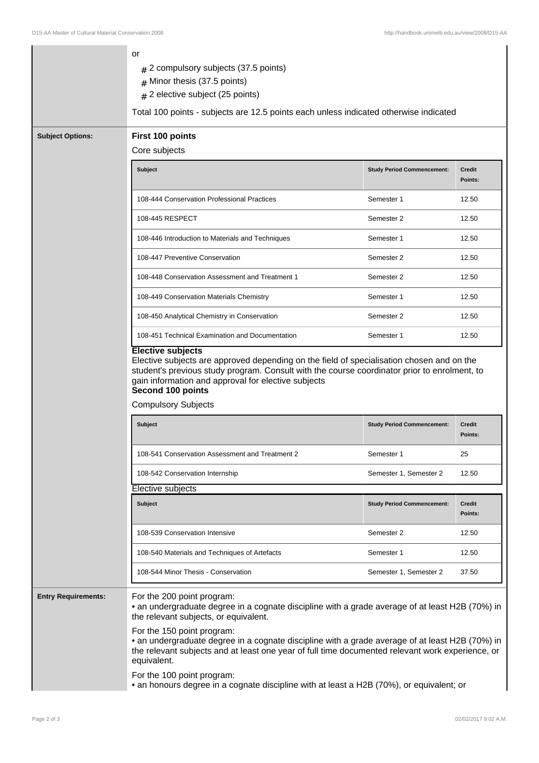or

- # 2 compulsory subjects (37.5 points)
- # Minor thesis (37.5 points)
- # 2 elective subject (25 points)

Total 100 points - subjects are 12.5 points each unless indicated otherwise indicated

**Subject Options:**

**First 100 points**

Core subjects

| Subject | Study Period Commencement: | Credit Points: |
|---|---|---|
| 108-444 Conservation Professional Practices | Semester 1 | 12.50 |
| 108-445 RESPECT | Semester 2 | 12.50 |
| 108-446 Introduction to Materials and Techniques | Semester 1 | 12.50 |
| 108-447 Preventive Conservation | Semester 2 | 12.50 |
| 108-448 Conservation Assessment and Treatment 1 | Semester 2 | 12.50 |
| 108-449 Conservation Materials Chemistry | Semester 1 | 12.50 |
| 108-450 Analytical Chemistry in Conservation | Semester 2 | 12.50 |
| 108-451 Technical Examination and Documentation | Semester 1 | 12.50 |

**Elective subjects**

Elective subjects are approved depending on the field of specialisation chosen and on the student's previous study program. Consult with the course coordinator prior to enrolment, to gain information and approval for elective subjects

**Second 100 points**

Compulsory Subjects

| Subject | Study Period Commencement: | Credit Points: |
|---|---|---|
| 108-541 Conservation Assessment and Treatment 2 | Semester 1 | 25 |
| 108-542 Conservation Internship | Semester 1, Semester 2 | 12.50 |

Elective subjects

| Subject | Study Period Commencement: | Credit Points: |
|---|---|---|
| 108-539 Conservation Intensive | Semester 2 | 12.50 |
| 108-540 Materials and Techniques of Artefacts | Semester 1 | 12.50 |
| 108-544 Minor Thesis - Conservation | Semester 1, Semester 2 | 37.50 |

**Entry Requirements:**

For the 200 point program:
• an undergraduate degree in a cognate discipline with a grade average of at least H2B (70%) in the relevant subjects, or equivalent.

For the 150 point program:
• an undergraduate degree in a cognate discipline with a grade average of at least H2B (70%) in the relevant subjects and at least one year of full time documented relevant work experience, or equivalent.

For the 100 point program:
• an honours degree in a cognate discipline with at least a H2B (70%), or equivalent; or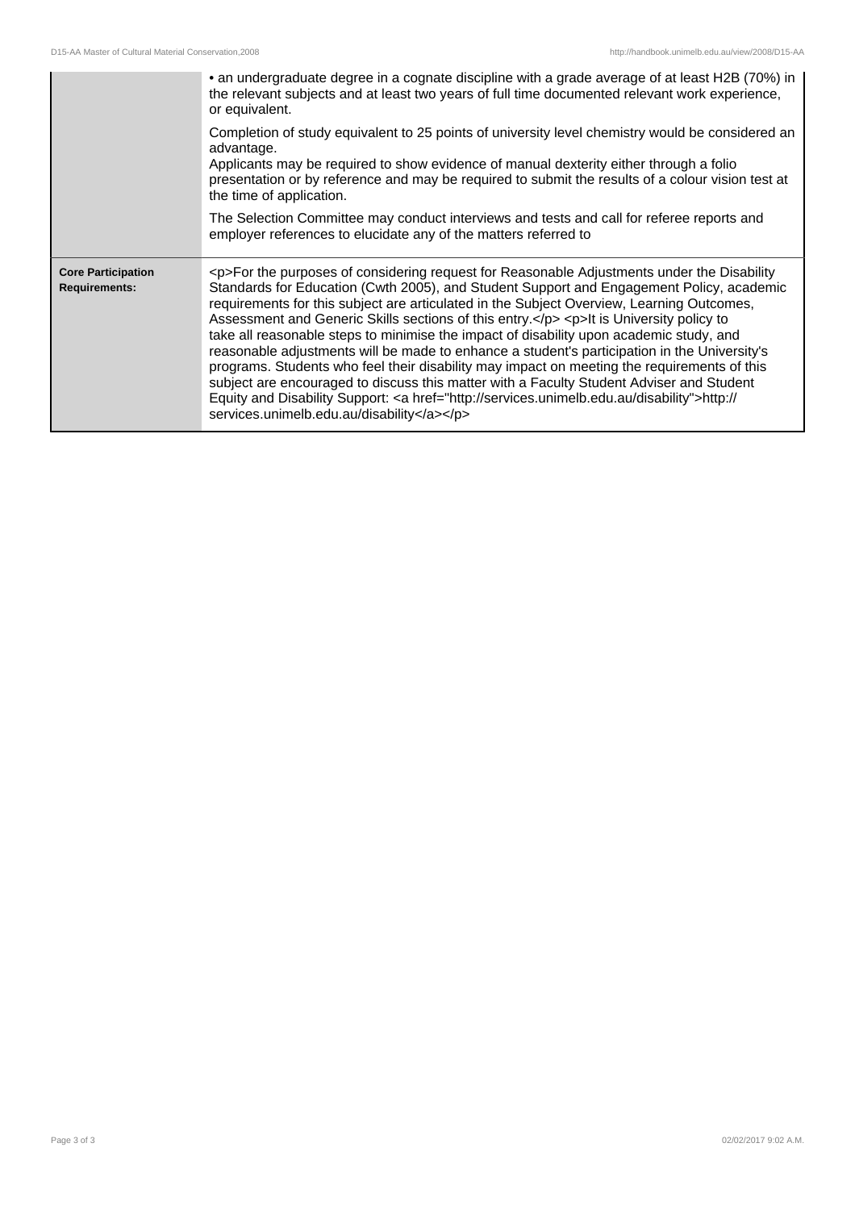| | |
|---|---|
| | • an undergraduate degree in a cognate discipline with a grade average of at least H2B (70%) in the relevant subjects and at least two years of full time documented relevant work experience, or equivalent.<br><br>Completion of study equivalent to 25 points of university level chemistry would be considered an advantage.<br>Applicants may be required to show evidence of manual dexterity either through a folio presentation or by reference and may be required to submit the results of a colour vision test at the time of application.<br><br>The Selection Committee may conduct interviews and tests and call for referee reports and employer references to elucidate any of the matters referred to |
| **Core Participation Requirements:** | &lt;p&gt;For the purposes of considering request for Reasonable Adjustments under the Disability Standards for Education (Cwth 2005), and Student Support and Engagement Policy, academic requirements for this subject are articulated in the Subject Overview, Learning Outcomes, Assessment and Generic Skills sections of this entry.&lt;/p&gt; &lt;p&gt;It is University policy to take all reasonable steps to minimise the impact of disability upon academic study, and reasonable adjustments will be made to enhance a student's participation in the University's programs. Students who feel their disability may impact on meeting the requirements of this subject are encouraged to discuss this matter with a Faculty Student Adviser and Student Equity and Disability Support: &lt;a href="http://services.unimelb.edu.au/disability"&gt;http://services.unimelb.edu.au/disability&lt;/a&gt;&lt;/p&gt; |